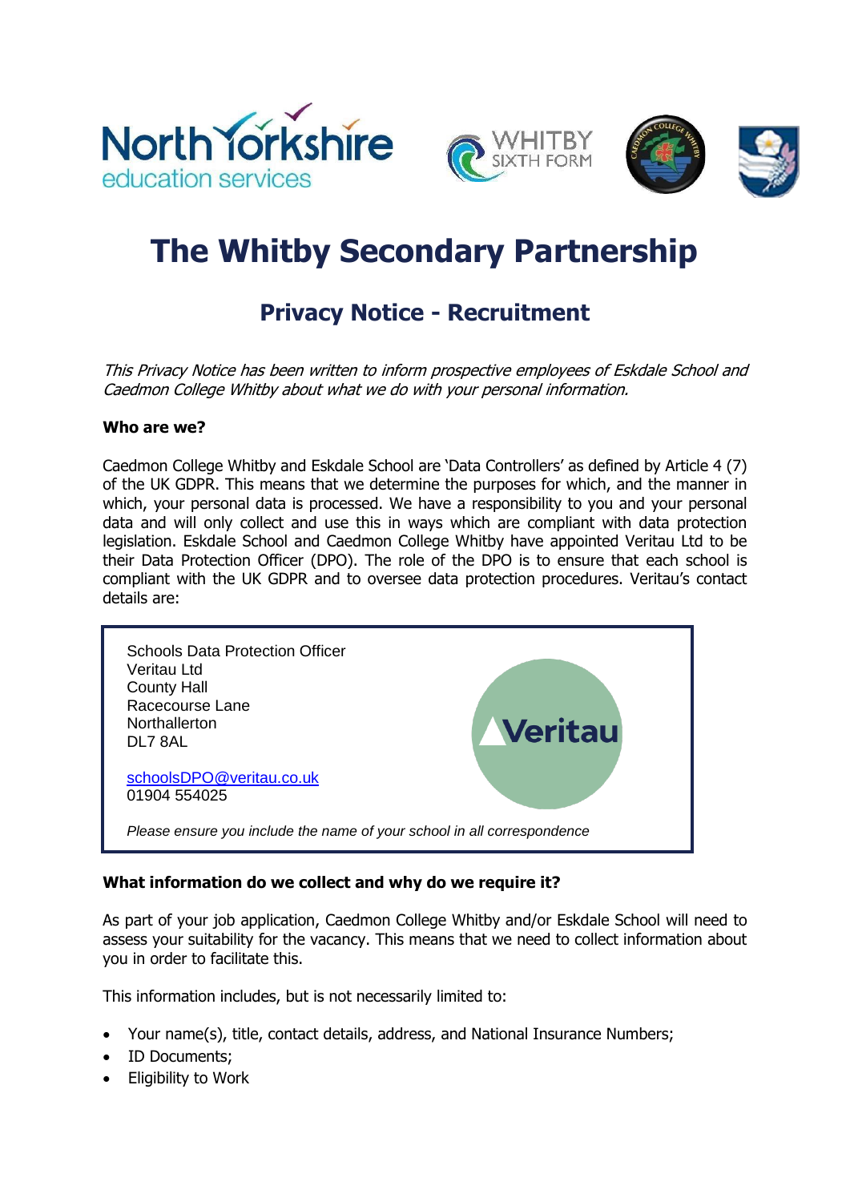# The Whitby Secondary Partnership

## Privacy Notice - Recruitment

*This Privacy Notice has been written to inform prospective employees of Eskdale School and Caedmon College Whitby about what we do with your personal information.*

**Who are we?**

Caedmon College Whitby and Eskdale School are 'Data Controllers' as defined by Article 4 (7) of the UK GDPR. This means that we determine the purposes for which, and the manner in which, your personal data is processed. We have a responsibility to you and your personal data and will only collect and use this in ways which are compliant with data protection legislation. Eskdale School and Caedmon College Whitby have appointed Veritau Ltd to be their Data Protection Officer (DPO). The role of the DPO is to ensure that each school is compliant with the UK GDPR and to oversee data protection procedures. Veritau's contact details are:

Schools Data Protection Officer
Veritau Ltd
County Hall
Racecourse Lane
Northallerton
DL7 8AL

schoolsDPO@veritau.co.uk
01904 554025

*Please ensure you include the name of your school in all correspondence*

**What information do we collect and why do we require it?**

As part of your job application, Caedmon College Whitby and/or Eskdale School will need to assess your suitability for the vacancy. This means that we need to collect information about you in order to facilitate this.

This information includes, but is not necessarily limited to:

- Your name(s), title, contact details, address, and National Insurance Numbers;
- ID Documents;
- Eligibility to Work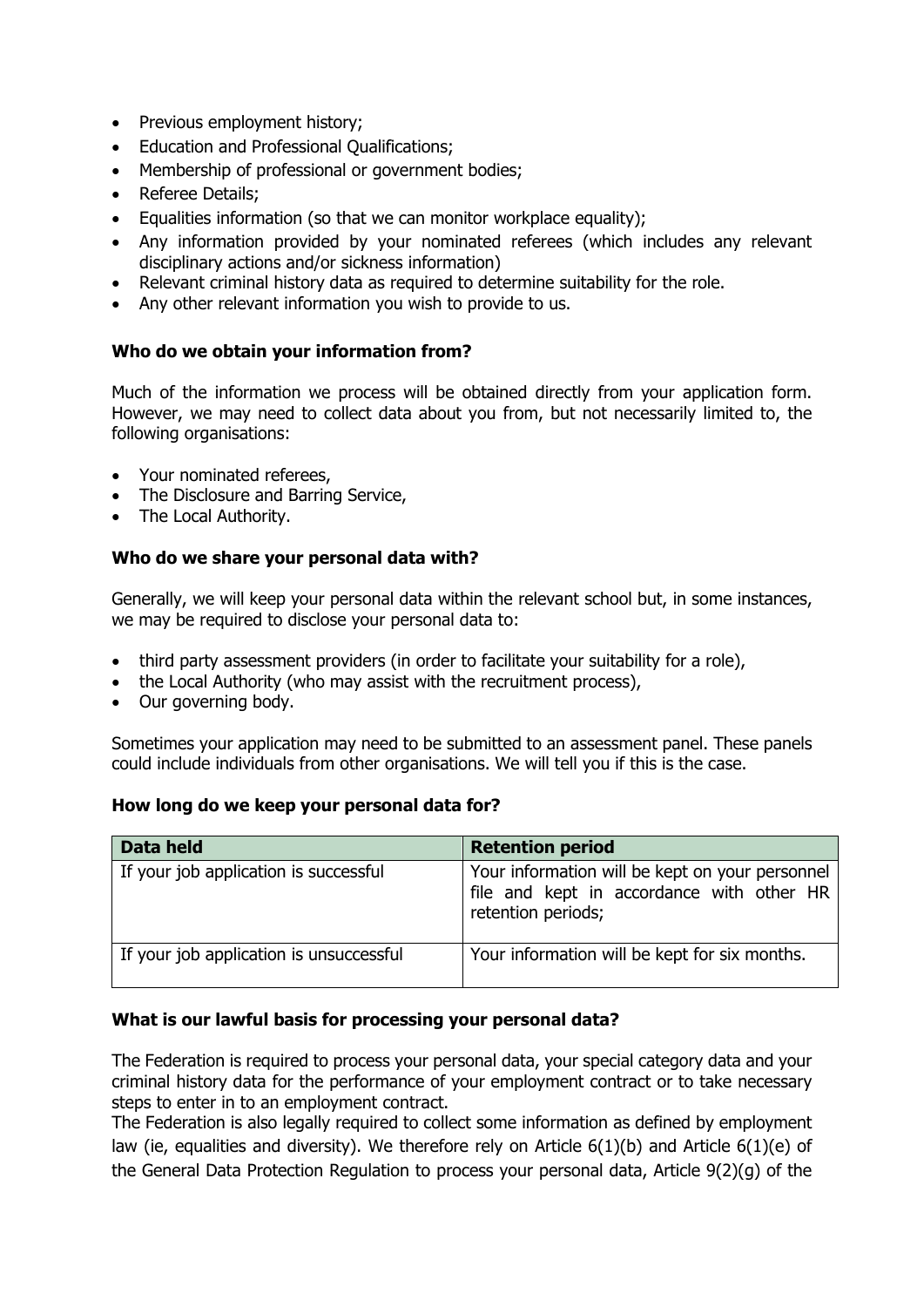- Previous employment history;
- Education and Professional Qualifications;
- Membership of professional or government bodies;
- Referee Details;
- Equalities information (so that we can monitor workplace equality);
- Any information provided by your nominated referees (which includes any relevant disciplinary actions and/or sickness information)
- Relevant criminal history data as required to determine suitability for the role.
- Any other relevant information you wish to provide to us.

**Who do we obtain your information from?**

Much of the information we process will be obtained directly from your application form. However, we may need to collect data about you from, but not necessarily limited to, the following organisations:

- Your nominated referees,
- The Disclosure and Barring Service,
- The Local Authority.

**Who do we share your personal data with?**

Generally, we will keep your personal data within the relevant school but, in some instances, we may be required to disclose your personal data to:

- third party assessment providers (in order to facilitate your suitability for a role),
- the Local Authority (who may assist with the recruitment process),
- Our governing body.

Sometimes your application may need to be submitted to an assessment panel. These panels could include individuals from other organisations. We will tell you if this is the case.

**How long do we keep your personal data for?**

| Data held | Retention period |
|---|---|
| If your job application is successful | Your information will be kept on your personnel file and kept in accordance with other HR retention periods; |
| If your job application is unsuccessful | Your information will be kept for six months. |

**What is our lawful basis for processing your personal data?**

The Federation is required to process your personal data, your special category data and your criminal history data for the performance of your employment contract or to take necessary steps to enter in to an employment contract.
The Federation is also legally required to collect some information as defined by employment law (ie, equalities and diversity). We therefore rely on Article 6(1)(b) and Article 6(1)(e) of the General Data Protection Regulation to process your personal data, Article 9(2)(g) of the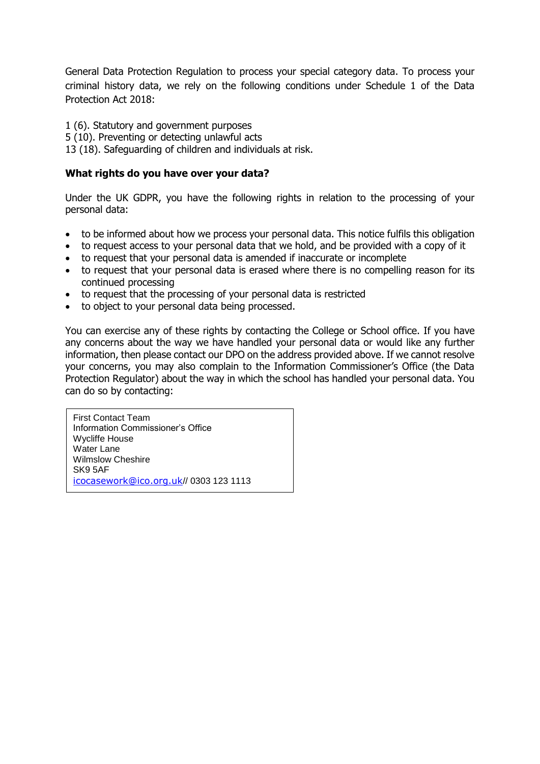General Data Protection Regulation to process your special category data. To process your criminal history data, we rely on the following conditions under Schedule 1 of the Data Protection Act 2018:

1 (6). Statutory and government purposes
5 (10). Preventing or detecting unlawful acts
13 (18). Safeguarding of children and individuals at risk.

**What rights do you have over your data?**

Under the UK GDPR, you have the following rights in relation to the processing of your personal data:

- to be informed about how we process your personal data. This notice fulfils this obligation
- to request access to your personal data that we hold, and be provided with a copy of it
- to request that your personal data is amended if inaccurate or incomplete
- to request that your personal data is erased where there is no compelling reason for its continued processing
- to request that the processing of your personal data is restricted
- to object to your personal data being processed.

You can exercise any of these rights by contacting the College or School office. If you have any concerns about the way we have handled your personal data or would like any further information, then please contact our DPO on the address provided above. If we cannot resolve your concerns, you may also complain to the Information Commissioner's Office (the Data Protection Regulator) about the way in which the school has handled your personal data. You can do so by contacting:

First Contact Team
Information Commissioner's Office
Wycliffe House
Water Lane
Wilmslow Cheshire
SK9 5AF
icocasework@ico.org.uk// 0303 123 1113